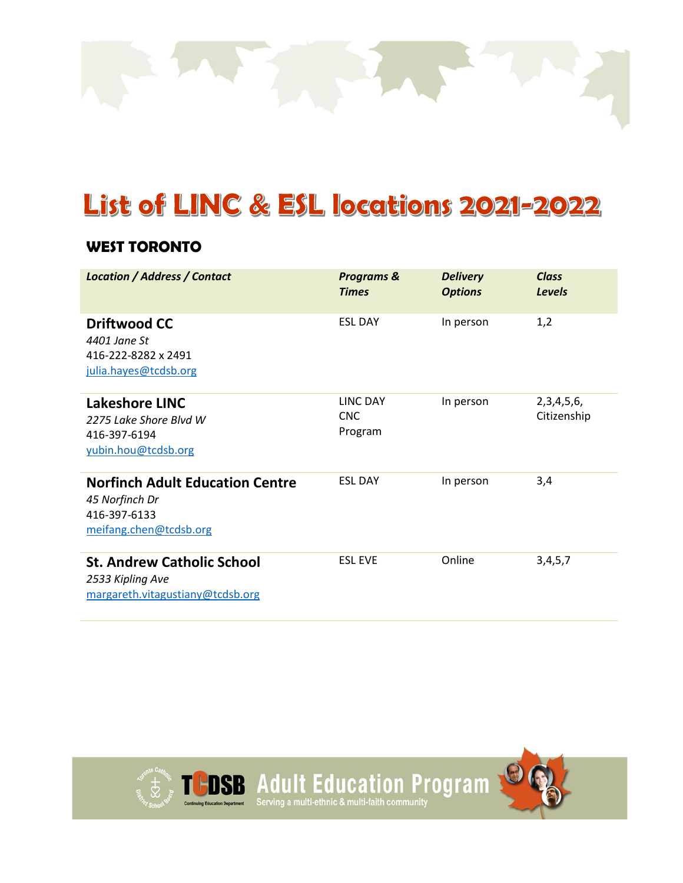# List of LINC & ESL locations 2021-2022

## WEST TORONTO

| *Location / Address / Contact* | *Programs & Times* | *Delivery Options* | *Class Levels* |
|---|---|---|---|
| **Driftwood CC**<br>*4401 Jane St*<br>416-222-8282 x 2491<br>julia.hayes@tcdsb.org | ESL DAY | In person | 1,2 |
| **Lakeshore LINC**<br>*2275 Lake Shore Blvd W*<br>416-397-6194<br>yubin.hou@tcdsb.org | LINC DAY<br>CNC Program | In person | 2,3,4,5,6, Citizenship |
| **Norfinch Adult Education Centre**<br>*45 Norfinch Dr*<br>416-397-6133<br>meifang.chen@tcdsb.org | ESL DAY | In person | 3,4 |
| **St. Andrew Catholic School**<br>*2533 Kipling Ave*<br>margareth.vitagustiany@tcdsb.org | ESL EVE | Online | 3,4,5,7 |

TCDSB Continuing Education Department — Adult Education Program
Serving a multi-ethnic & multi-faith community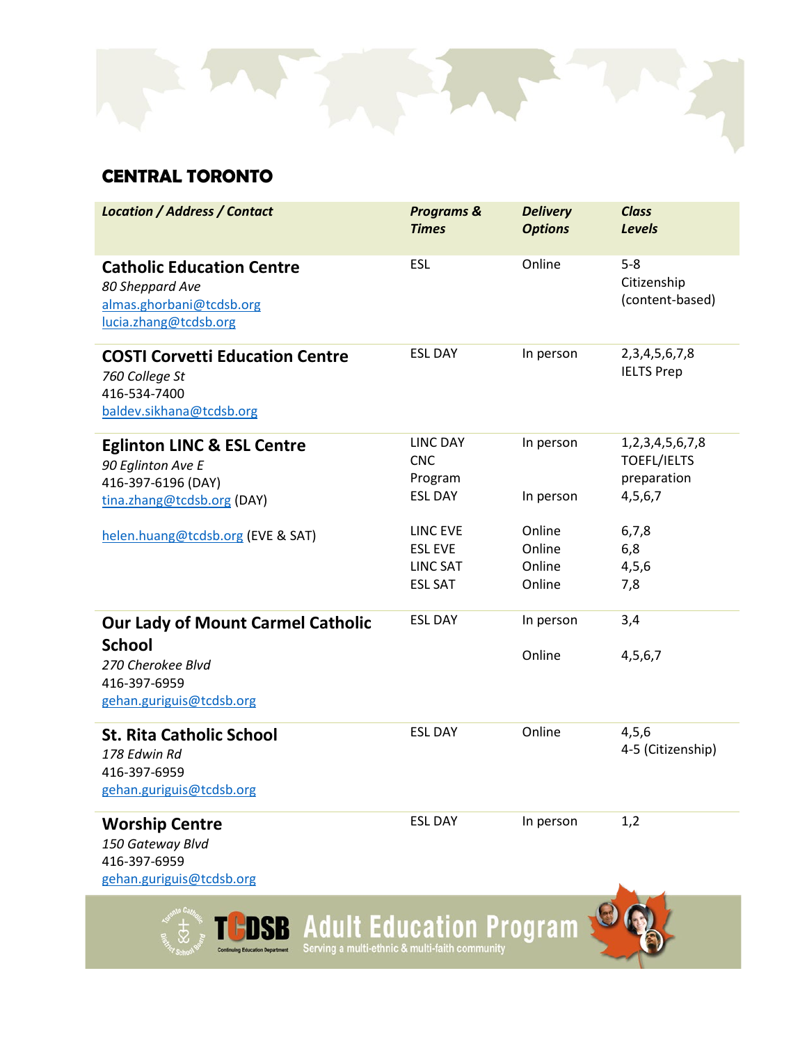## CENTRAL TORONTO

| *Location / Address / Contact* | *Programs & Times* | *Delivery Options* | *Class Levels* |
|---|---|---|---|
| **Catholic Education Centre**<br>*80 Sheppard Ave*<br>almas.ghorbani@tcdsb.org<br>lucia.zhang@tcdsb.org | ESL | Online | 5-8<br>Citizenship (content-based) |
| **COSTI Corvetti Education Centre**<br>*760 College St*<br>416-534-7400<br>baldev.sikhana@tcdsb.org | ESL DAY | In person | 2,3,4,5,6,7,8<br>IELTS Prep |
| **Eglinton LINC & ESL Centre**<br>*90 Eglinton Ave E*<br>416-397-6196 (DAY)<br>tina.zhang@tcdsb.org (DAY) | LINC DAY<br>CNC Program<br>ESL DAY | In person<br><br>In person | 1,2,3,4,5,6,7,8<br>TOEFL/IELTS preparation<br>4,5,6,7 |
| helen.huang@tcdsb.org (EVE & SAT) | LINC EVE<br>ESL EVE<br>LINC SAT<br>ESL SAT | Online<br>Online<br>Online<br>Online | 6,7,8<br>6,8<br>4,5,6<br>7,8 |
| **Our Lady of Mount Carmel Catholic School**<br>*270 Cherokee Blvd*<br>416-397-6959<br>gehan.guriguis@tcdsb.org | ESL DAY | In person<br>Online | 3,4<br>4,5,6,7 |
| **St. Rita Catholic School**<br>*178 Edwin Rd*<br>416-397-6959<br>gehan.guriguis@tcdsb.org | ESL DAY | Online | 4,5,6<br>4-5 (Citizenship) |
| **Worship Centre**<br>*150 Gateway Blvd*<br>416-397-6959<br>gehan.guriguis@tcdsb.org | ESL DAY | In person | 1,2 |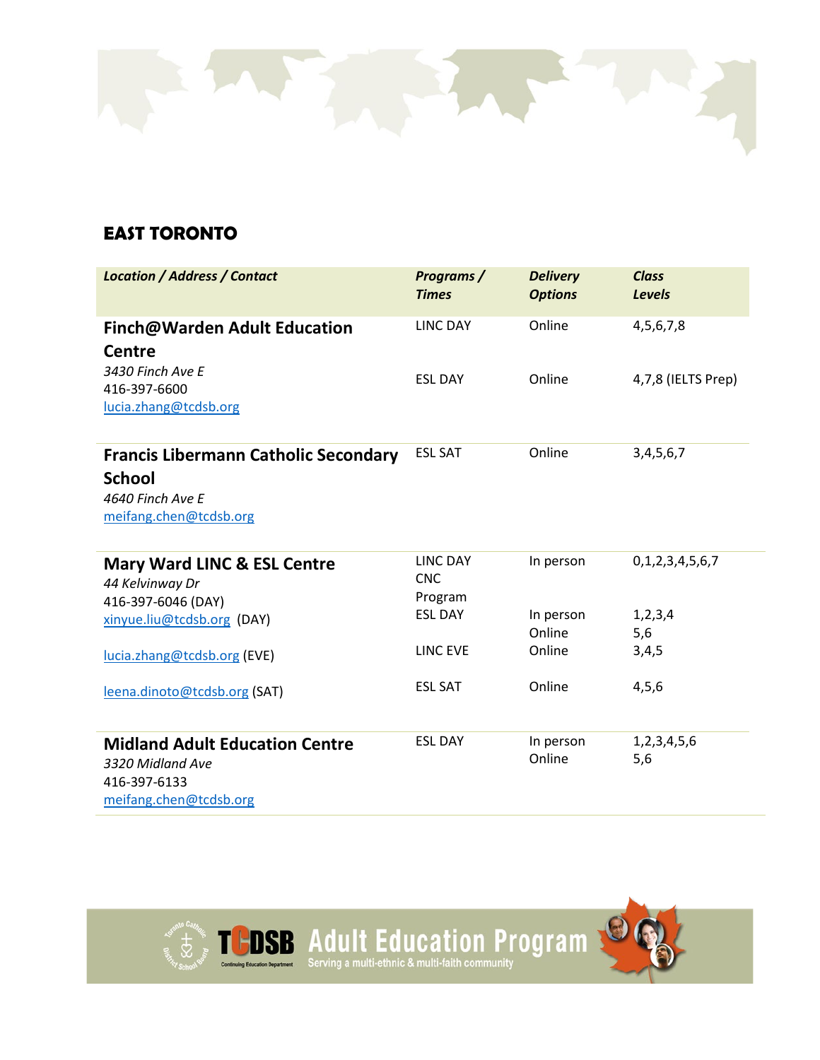## EAST TORONTO

| *Location / Address / Contact* | *Programs / Times* | *Delivery Options* | *Class Levels* |
|---|---|---|---|
| **Finch@Warden Adult Education Centre**<br>*3430 Finch Ave E*<br>416-397-6600<br>lucia.zhang@tcdsb.org | LINC DAY<br><br>ESL DAY | Online<br><br>Online | 4,5,6,7,8<br><br>4,7,8 (IELTS Prep) |
| **Francis Libermann Catholic Secondary School**<br>*4640 Finch Ave E*<br>meifang.chen@tcdsb.org | ESL SAT | Online | 3,4,5,6,7 |
| **Mary Ward LINC & ESL Centre**<br>*44 Kelvinway Dr*<br>416-397-6046 (DAY)<br>xinyue.liu@tcdsb.org (DAY)<br><br>lucia.zhang@tcdsb.org (EVE)<br><br>leena.dinoto@tcdsb.org (SAT) | LINC DAY<br>CNC Program<br>ESL DAY<br><br>LINC EVE<br><br>ESL SAT | In person<br><br>In person<br>Online<br>Online<br><br>Online | 0,1,2,3,4,5,6,7<br><br>1,2,3,4<br>5,6<br>3,4,5<br><br>4,5,6 |
| **Midland Adult Education Centre**<br>*3320 Midland Ave*<br>416-397-6133<br>meifang.chen@tcdsb.org | ESL DAY | In person<br>Online | 1,2,3,4,5,6<br>5,6 |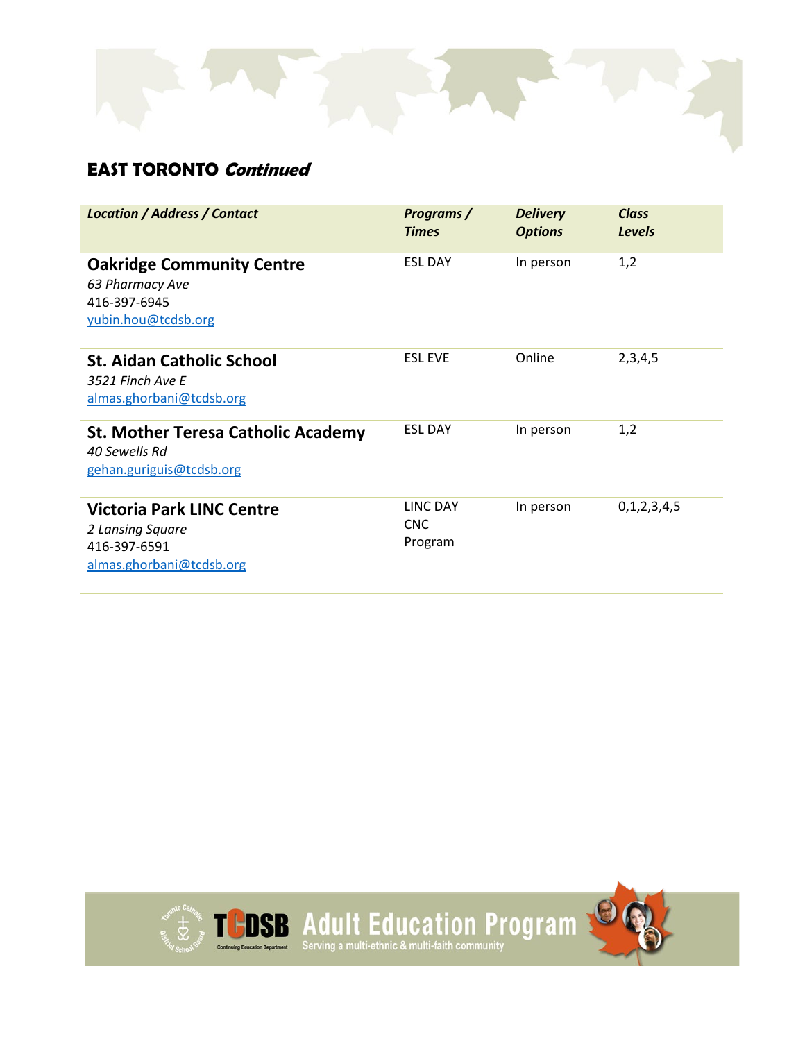## EAST TORONTO *Continued*

| *Location / Address / Contact* | *Programs / Times* | *Delivery Options* | *Class Levels* |
|---|---|---|---|
| **Oakridge Community Centre**<br>*63 Pharmacy Ave*<br>416-397-6945<br>yubin.hou@tcdsb.org | ESL DAY | In person | 1,2 |
| **St. Aidan Catholic School**<br>*3521 Finch Ave E*<br>almas.ghorbani@tcdsb.org | ESL EVE | Online | 2,3,4,5 |
| **St. Mother Teresa Catholic Academy**<br>*40 Sewells Rd*<br>gehan.guriguis@tcdsb.org | ESL DAY | In person | 1,2 |
| **Victoria Park LINC Centre**<br>*2 Lansing Square*<br>416-397-6591<br>almas.ghorbani@tcdsb.org | LINC DAY<br>CNC Program | In person | 0,1,2,3,4,5 |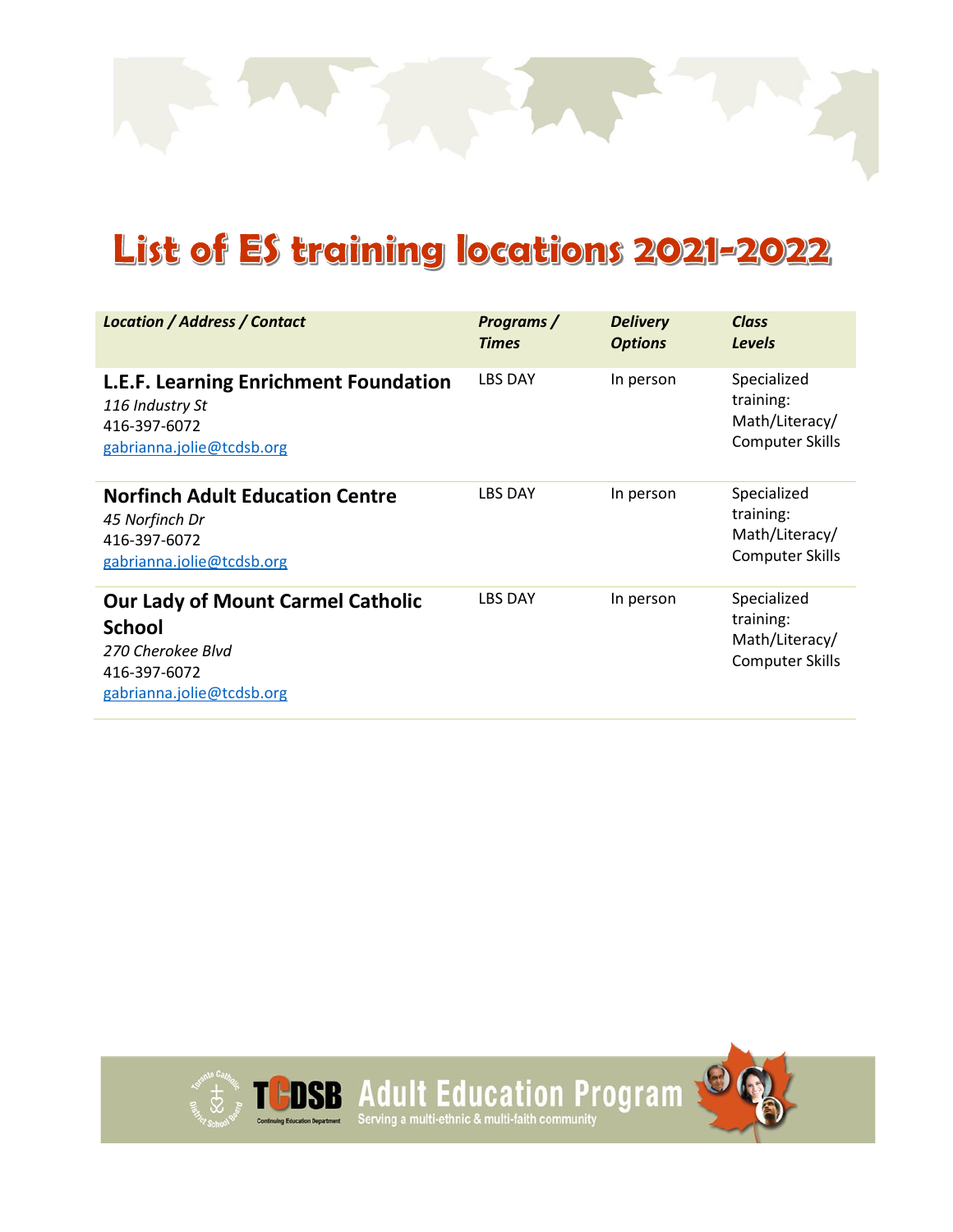# List of ES training locations 2021-2022

| *Location / Address / Contact* | *Programs / Times* | *Delivery Options* | *Class Levels* |
|---|---|---|---|
| **L.E.F. Learning Enrichment Foundation**<br>*116 Industry St*<br>416-397-6072<br>gabrianna.jolie@tcdsb.org | LBS DAY | In person | Specialized training: Math/Literacy/ Computer Skills |
| **Norfinch Adult Education Centre**<br>*45 Norfinch Dr*<br>416-397-6072<br>gabrianna.jolie@tcdsb.org | LBS DAY | In person | Specialized training: Math/Literacy/ Computer Skills |
| **Our Lady of Mount Carmel Catholic School**<br>*270 Cherokee Blvd*<br>416-397-6072<br>gabrianna.jolie@tcdsb.org | LBS DAY | In person | Specialized training: Math/Literacy/ Computer Skills |

TCDSB Continuing Education Department — Adult Education Program
Serving a multi-ethnic & multi-faith community